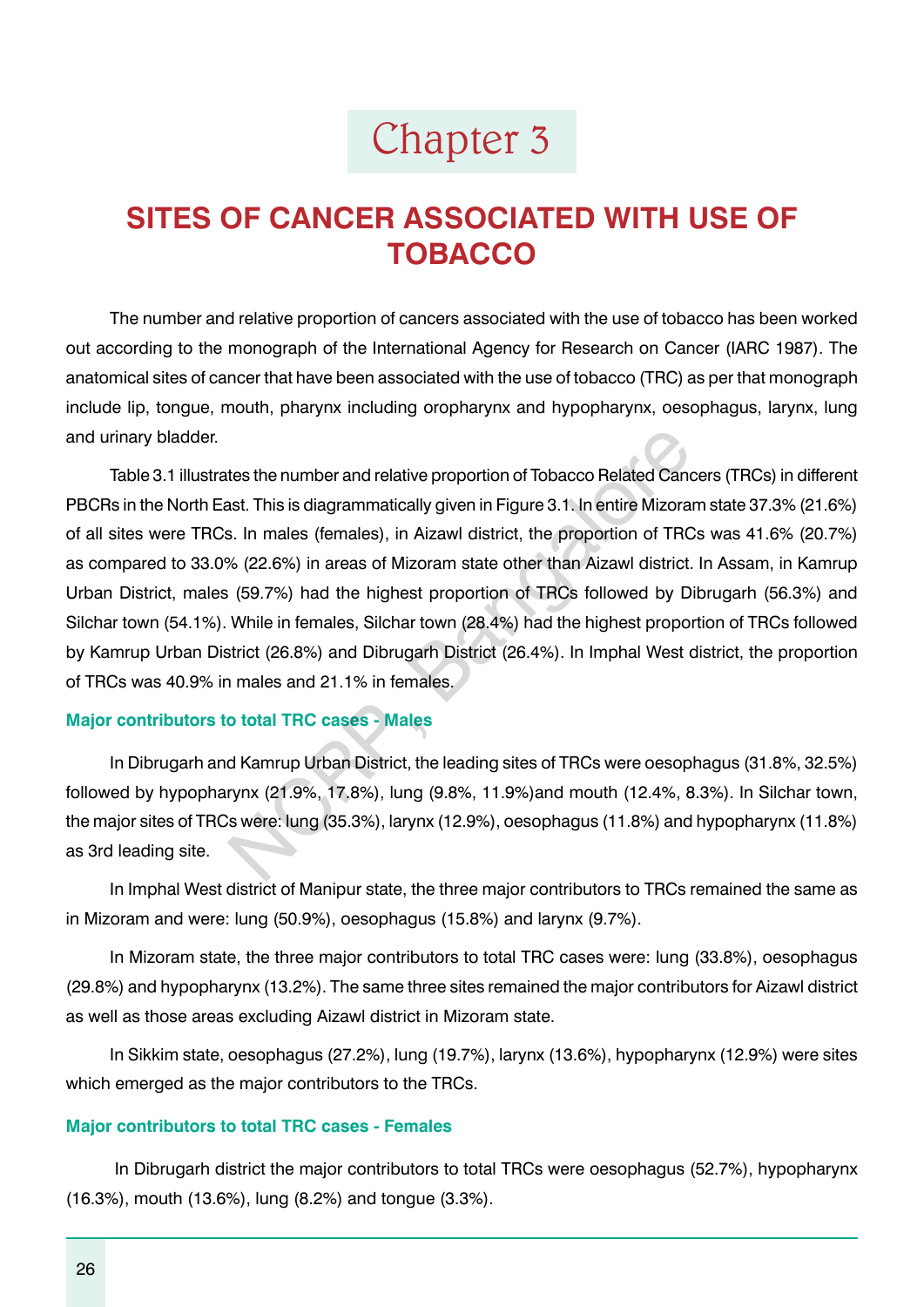# Chapter 3

## SITES OF CANCER ASSOCIATED WITH USE OF TOBACCO

The number and relative proportion of cancers associated with the use of tobacco has been worked out according to the monograph of the International Agency for Research on Cancer (IARC 1987). The anatomical sites of cancer that have been associated with the use of tobacco (TRC) as per that monograph include lip, tongue, mouth, pharynx including oropharynx and hypopharynx, oesophagus, larynx, lung and urinary bladder.

Table 3.1 illustrates the number and relative proportion of Tobacco Related Cancers (TRCs) in different PBCRs in the North East. This is diagrammatically given in Figure 3.1. In entire Mizoram state 37.3% (21.6%) of all sites were TRCs. In males (females), in Aizawl district, the proportion of TRCs was 41.6% (20.7%) as compared to 33.0% (22.6%) in areas of Mizoram state other than Aizawl district. In Assam, in Kamrup Urban District, males (59.7%) had the highest proportion of TRCs followed by Dibrugarh (56.3%) and Silchar town (54.1%). While in females, Silchar town (28.4%) had the highest proportion of TRCs followed by Kamrup Urban District (26.8%) and Dibrugarh District (26.4%). In Imphal West district, the proportion of TRCs was 40.9% in males and 21.1% in females.

### Major contributors to total TRC cases - Males

In Dibrugarh and Kamrup Urban District, the leading sites of TRCs were oesophagus (31.8%, 32.5%) followed by hypopharynx (21.9%, 17.8%), lung (9.8%, 11.9%)and mouth (12.4%, 8.3%). In Silchar town, the major sites of TRCs were: lung (35.3%), larynx (12.9%), oesophagus (11.8%) and hypopharynx (11.8%) as 3rd leading site.

In Imphal West district of Manipur state, the three major contributors to TRCs remained the same as in Mizoram and were: lung (50.9%), oesophagus (15.8%) and larynx (9.7%).

In Mizoram state, the three major contributors to total TRC cases were: lung (33.8%), oesophagus (29.8%) and hypopharynx (13.2%). The same three sites remained the major contributors for Aizawl district as well as those areas excluding Aizawl district in Mizoram state.

In Sikkim state, oesophagus (27.2%), lung (19.7%), larynx (13.6%), hypopharynx (12.9%) were sites which emerged as the major contributors to the TRCs.

### Major contributors to total TRC cases - Females

In Dibrugarh district the major contributors to total TRCs were oesophagus (52.7%), hypopharynx (16.3%), mouth (13.6%), lung (8.2%) and tongue (3.3%).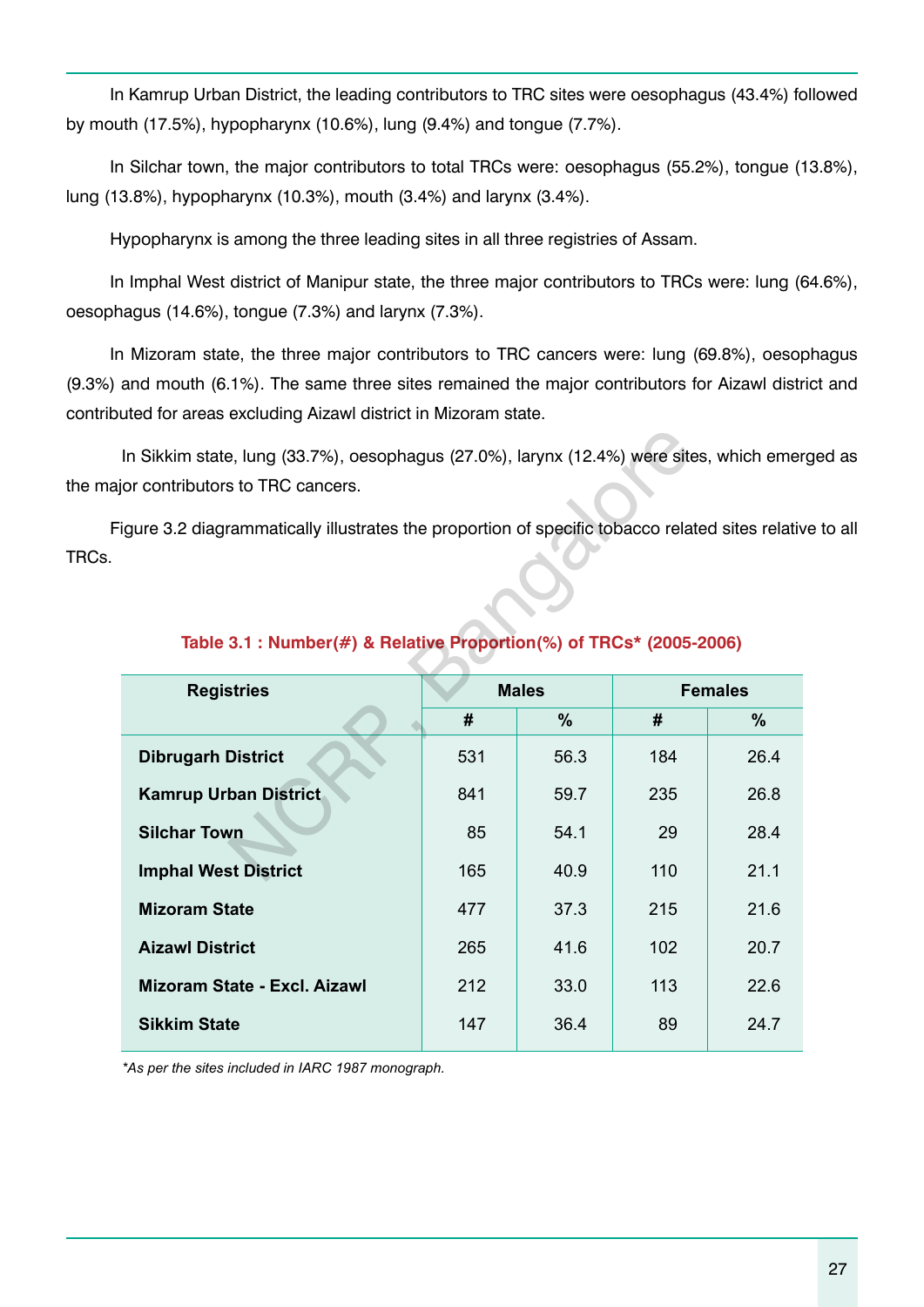In Kamrup Urban District, the leading contributors to TRC sites were oesophagus (43.4%) followed by mouth (17.5%), hypopharynx (10.6%), lung (9.4%) and tongue (7.7%).

In Silchar town, the major contributors to total TRCs were: oesophagus (55.2%), tongue (13.8%), lung (13.8%), hypopharynx (10.3%), mouth (3.4%) and larynx (3.4%).

Hypopharynx is among the three leading sites in all three registries of Assam.

In Imphal West district of Manipur state, the three major contributors to TRCs were: lung (64.6%), oesophagus (14.6%), tongue (7.3%) and larynx (7.3%).

In Mizoram state, the three major contributors to TRC cancers were: lung (69.8%), oesophagus (9.3%) and mouth (6.1%). The same three sites remained the major contributors for Aizawl district and contributed for areas excluding Aizawl district in Mizoram state.

In Sikkim state, lung (33.7%), oesophagus (27.0%), larynx (12.4%) were sites, which emerged as the major contributors to TRC cancers.

Figure 3.2 diagrammatically illustrates the proportion of specific tobacco related sites relative to all TRCs.

**Table 3.1 : Number(#) & Relative Proportion(%) of TRCs* (2005-2006)**

| Registries | Males | | Females | |
|---|---|---|---|---|
| | # | % | # | % |
| **Dibrugarh District** | 531 | 56.3 | 184 | 26.4 |
| **Kamrup Urban District** | 841 | 59.7 | 235 | 26.8 |
| **Silchar Town** | 85 | 54.1 | 29 | 28.4 |
| **Imphal West District** | 165 | 40.9 | 110 | 21.1 |
| **Mizoram State** | 477 | 37.3 | 215 | 21.6 |
| **Aizawl District** | 265 | 41.6 | 102 | 20.7 |
| **Mizoram State - Excl. Aizawl** | 212 | 33.0 | 113 | 22.6 |
| **Sikkim State** | 147 | 36.4 | 89 | 24.7 |

*\*As per the sites included in IARC 1987 monograph.*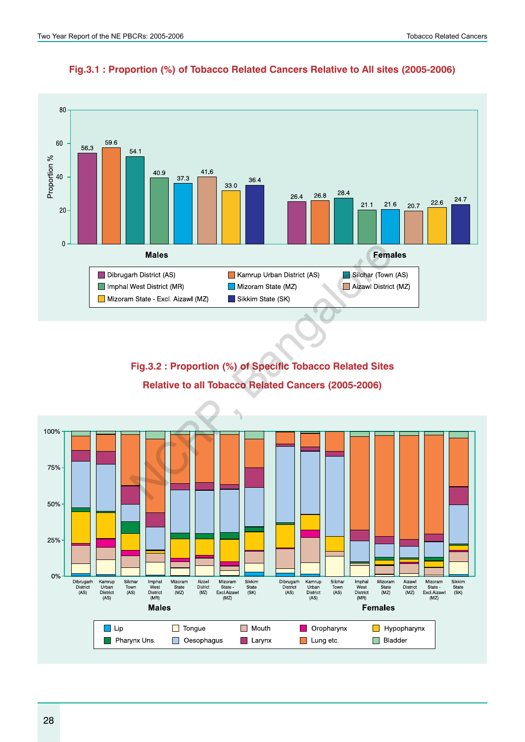## Fig.3.1 : Proportion (%) of Tobacco Related Cancers Relative to All sites (2005-2006)

| Registry | Males | Females |
|---|---|---|
| Dibrugarh District (AS) | 56.3 | 26.4 |
| Kamrup Urban District (AS) | 59.6 | 26.8 |
| Silchar (Town (AS) | 54.1 | 28.4 |
| Imphal West District (MR) | 40.9 | 21.1 |
| Mizoram State (MZ) | 37.3 | 21.6 |
| Aizawl District (MZ) | 41.6 | 20.7 |
| Mizoram State - Excl. Aizawl (MZ) | 33.0 | 22.6 |
| Sikkim State (SK) | 36.4 | 24.7 |

## Fig.3.2 : Proportion (%) of Specific Tobacco Related Sites Relative to all Tobacco Related Cancers (2005-2006)

Legend: Lip, Tongue, Mouth, Oropharynx, Hypopharynx, Pharynx Uns., Oesophagus, Larynx, Lung etc., Bladder

Males: Dibrugarh District (AS), Kamrup Urban District (AS), Silchar Town (AS), Imphal West District (MR), Mizoram State (MZ), Aizawl District (MZ), Mizoram State - Excl.Aizawl (MZ), Sikkim State (SK)

Females: Dibrugarh District (AS), Kamrup Urban District (AS), Silchar Town (AS), Imphal West District (MR), Mizoram State (MZ), Aizawl District (MZ), Mizoram State - Excl.Aizawl (MZ), Sikkim State (SK)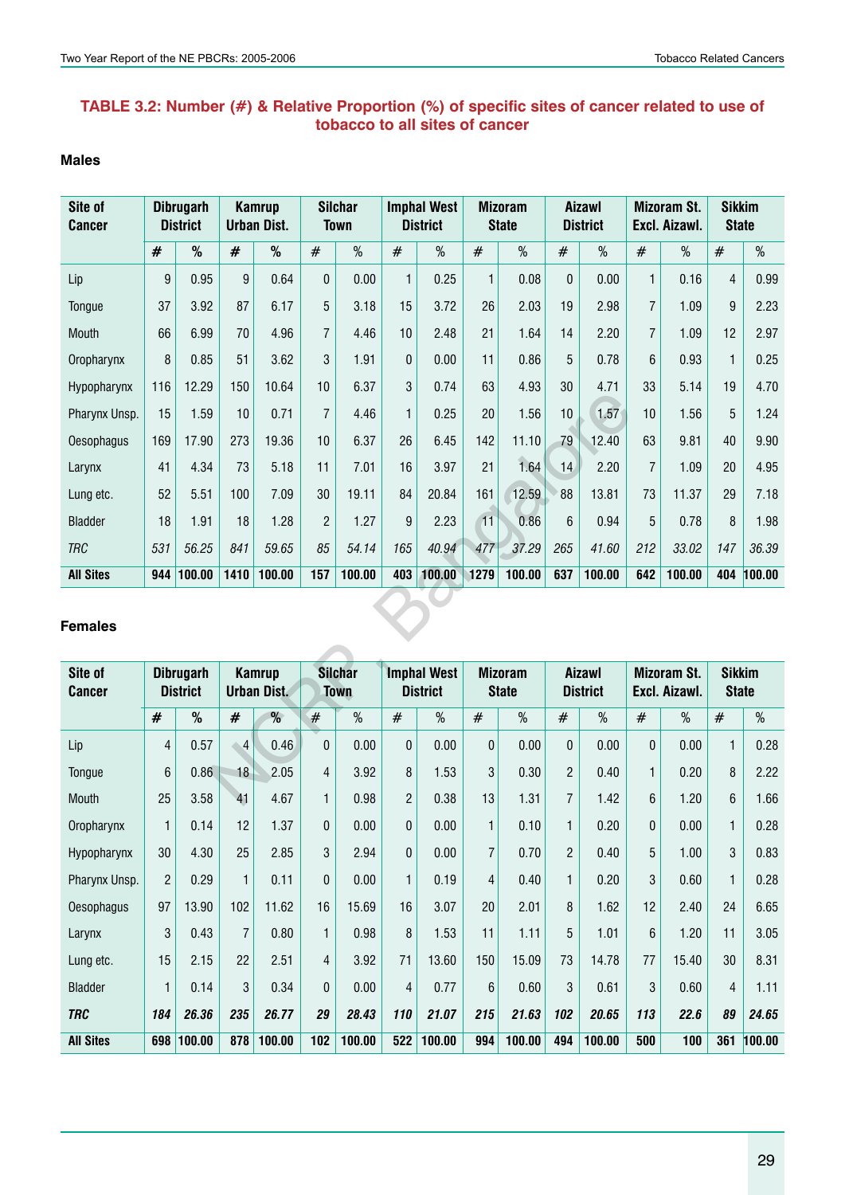## TABLE 3.2: Number (#) & Relative Proportion (%) of specific sites of cancer related to use of tobacco to all sites of cancer

### Males

| Site of Cancer | Dibrugarh District | | Kamrup Urban Dist. | | Silchar Town | | Imphal West District | | Mizoram State | | Aizawl District | | Mizoram St. Excl. Aizawl. | | Sikkim State | |
|---|---|---|---|---|---|---|---|---|---|---|---|---|---|---|---|---|
| | # | % | # | % | # | % | # | % | # | % | # | % | # | % | # | % |
| Lip | 9 | 0.95 | 9 | 0.64 | 0 | 0.00 | 1 | 0.25 | 1 | 0.08 | 0 | 0.00 | 1 | 0.16 | 4 | 0.99 |
| Tongue | 37 | 3.92 | 87 | 6.17 | 5 | 3.18 | 15 | 3.72 | 26 | 2.03 | 19 | 2.98 | 7 | 1.09 | 9 | 2.23 |
| Mouth | 66 | 6.99 | 70 | 4.96 | 7 | 4.46 | 10 | 2.48 | 21 | 1.64 | 14 | 2.20 | 7 | 1.09 | 12 | 2.97 |
| Oropharynx | 8 | 0.85 | 51 | 3.62 | 3 | 1.91 | 0 | 0.00 | 11 | 0.86 | 5 | 0.78 | 6 | 0.93 | 1 | 0.25 |
| Hypopharynx | 116 | 12.29 | 150 | 10.64 | 10 | 6.37 | 3 | 0.74 | 63 | 4.93 | 30 | 4.71 | 33 | 5.14 | 19 | 4.70 |
| Pharynx Unsp. | 15 | 1.59 | 10 | 0.71 | 7 | 4.46 | 1 | 0.25 | 20 | 1.56 | 10 | 1.57 | 10 | 1.56 | 5 | 1.24 |
| Oesophagus | 169 | 17.90 | 273 | 19.36 | 10 | 6.37 | 26 | 6.45 | 142 | 11.10 | 79 | 12.40 | 63 | 9.81 | 40 | 9.90 |
| Larynx | 41 | 4.34 | 73 | 5.18 | 11 | 7.01 | 16 | 3.97 | 21 | 1.64 | 14 | 2.20 | 7 | 1.09 | 20 | 4.95 |
| Lung etc. | 52 | 5.51 | 100 | 7.09 | 30 | 19.11 | 84 | 20.84 | 161 | 12.59 | 88 | 13.81 | 73 | 11.37 | 29 | 7.18 |
| Bladder | 18 | 1.91 | 18 | 1.28 | 2 | 1.27 | 9 | 2.23 | 11 | 0.86 | 6 | 0.94 | 5 | 0.78 | 8 | 1.98 |
| *TRC* | *531* | *56.25* | *841* | *59.65* | *85* | *54.14* | *165* | *40.94* | *477* | *37.29* | *265* | *41.60* | *212* | *33.02* | *147* | *36.39* |
| **All Sites** | **944** | **100.00** | **1410** | **100.00** | **157** | **100.00** | **403** | **100.00** | **1279** | **100.00** | **637** | **100.00** | **642** | **100.00** | **404** | **100.00** |

### Females

| Site of Cancer | Dibrugarh District | | Kamrup Urban Dist. | | Silchar Town | | Imphal West District | | Mizoram State | | Aizawl District | | Mizoram St. Excl. Aizawl. | | Sikkim State | |
|---|---|---|---|---|---|---|---|---|---|---|---|---|---|---|---|---|
| | # | % | # | % | # | % | # | % | # | % | # | % | # | % | # | % |
| Lip | 4 | 0.57 | 4 | 0.46 | 0 | 0.00 | 0 | 0.00 | 0 | 0.00 | 0 | 0.00 | 0 | 0.00 | 1 | 0.28 |
| Tongue | 6 | 0.86 | 18 | 2.05 | 4 | 3.92 | 8 | 1.53 | 3 | 0.30 | 2 | 0.40 | 1 | 0.20 | 8 | 2.22 |
| Mouth | 25 | 3.58 | 41 | 4.67 | 1 | 0.98 | 2 | 0.38 | 13 | 1.31 | 7 | 1.42 | 6 | 1.20 | 6 | 1.66 |
| Oropharynx | 1 | 0.14 | 12 | 1.37 | 0 | 0.00 | 0 | 0.00 | 1 | 0.10 | 1 | 0.20 | 0 | 0.00 | 1 | 0.28 |
| Hypopharynx | 30 | 4.30 | 25 | 2.85 | 3 | 2.94 | 0 | 0.00 | 7 | 0.70 | 2 | 0.40 | 5 | 1.00 | 3 | 0.83 |
| Pharynx Unsp. | 2 | 0.29 | 1 | 0.11 | 0 | 0.00 | 1 | 0.19 | 4 | 0.40 | 1 | 0.20 | 3 | 0.60 | 1 | 0.28 |
| Oesophagus | 97 | 13.90 | 102 | 11.62 | 16 | 15.69 | 16 | 3.07 | 20 | 2.01 | 8 | 1.62 | 12 | 2.40 | 24 | 6.65 |
| Larynx | 3 | 0.43 | 7 | 0.80 | 1 | 0.98 | 8 | 1.53 | 11 | 1.11 | 5 | 1.01 | 6 | 1.20 | 11 | 3.05 |
| Lung etc. | 15 | 2.15 | 22 | 2.51 | 4 | 3.92 | 71 | 13.60 | 150 | 15.09 | 73 | 14.78 | 77 | 15.40 | 30 | 8.31 |
| Bladder | 1 | 0.14 | 3 | 0.34 | 0 | 0.00 | 4 | 0.77 | 6 | 0.60 | 3 | 0.61 | 3 | 0.60 | 4 | 1.11 |
| ***TRC*** | ***184*** | ***26.36*** | ***235*** | ***26.77*** | ***29*** | ***28.43*** | ***110*** | ***21.07*** | ***215*** | ***21.63*** | ***102*** | ***20.65*** | ***113*** | ***22.6*** | ***89*** | ***24.65*** |
| **All Sites** | **698** | **100.00** | **878** | **100.00** | **102** | **100.00** | **522** | **100.00** | **994** | **100.00** | **494** | **100.00** | **500** | **100** | **361** | **100.00** |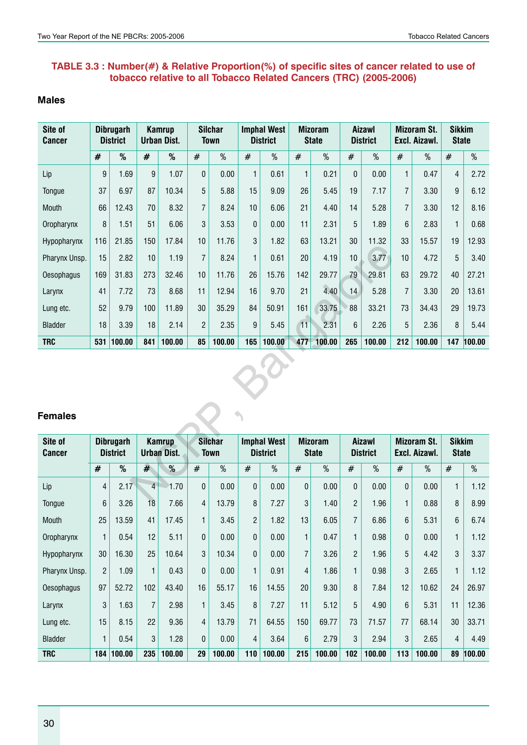## TABLE 3.3 : Number(#) & Relative Proportion(%) of specific sites of cancer related to use of tobacco relative to all Tobacco Related Cancers (TRC) (2005-2006)

### Males

| Site of Cancer | Dibrugarh District | | Kamrup Urban Dist. | | Silchar Town | | Imphal West District | | Mizoram State | | Aizawl District | | Mizoram St. Excl. Aizawl. | | Sikkim State | |
|---|---|---|---|---|---|---|---|---|---|---|---|---|---|---|---|---|
| | # | % | # | % | # | % | # | % | # | % | # | % | # | % | # | % |
| Lip | 9 | 1.69 | 9 | 1.07 | 0 | 0.00 | 1 | 0.61 | 1 | 0.21 | 0 | 0.00 | 1 | 0.47 | 4 | 2.72 |
| Tongue | 37 | 6.97 | 87 | 10.34 | 5 | 5.88 | 15 | 9.09 | 26 | 5.45 | 19 | 7.17 | 7 | 3.30 | 9 | 6.12 |
| Mouth | 66 | 12.43 | 70 | 8.32 | 7 | 8.24 | 10 | 6.06 | 21 | 4.40 | 14 | 5.28 | 7 | 3.30 | 12 | 8.16 |
| Oropharynx | 8 | 1.51 | 51 | 6.06 | 3 | 3.53 | 0 | 0.00 | 11 | 2.31 | 5 | 1.89 | 6 | 2.83 | 1 | 0.68 |
| Hypopharynx | 116 | 21.85 | 150 | 17.84 | 10 | 11.76 | 3 | 1.82 | 63 | 13.21 | 30 | 11.32 | 33 | 15.57 | 19 | 12.93 |
| Pharynx Unsp. | 15 | 2.82 | 10 | 1.19 | 7 | 8.24 | 1 | 0.61 | 20 | 4.19 | 10 | 3.77 | 10 | 4.72 | 5 | 3.40 |
| Oesophagus | 169 | 31.83 | 273 | 32.46 | 10 | 11.76 | 26 | 15.76 | 142 | 29.77 | 79 | 29.81 | 63 | 29.72 | 40 | 27.21 |
| Larynx | 41 | 7.72 | 73 | 8.68 | 11 | 12.94 | 16 | 9.70 | 21 | 4.40 | 14 | 5.28 | 7 | 3.30 | 20 | 13.61 |
| Lung etc. | 52 | 9.79 | 100 | 11.89 | 30 | 35.29 | 84 | 50.91 | 161 | 33.75 | 88 | 33.21 | 73 | 34.43 | 29 | 19.73 |
| Bladder | 18 | 3.39 | 18 | 2.14 | 2 | 2.35 | 9 | 5.45 | 11 | 2.31 | 6 | 2.26 | 5 | 2.36 | 8 | 5.44 |
| **TRC** | **531** | **100.00** | **841** | **100.00** | **85** | **100.00** | **165** | **100.00** | **477** | **100.00** | **265** | **100.00** | **212** | **100.00** | **147** | **100.00** |

### Females

| Site of Cancer | Dibrugarh District | | Kamrup Urban Dist. | | Silchar Town | | Imphal West District | | Mizoram State | | Aizawl District | | Mizoram St. Excl. Aizawl. | | Sikkim State | |
|---|---|---|---|---|---|---|---|---|---|---|---|---|---|---|---|---|
| | # | % | # | % | # | % | # | % | # | % | # | % | # | % | # | % |
| Lip | 4 | 2.17 | 4 | 1.70 | 0 | 0.00 | 0 | 0.00 | 0 | 0.00 | 0 | 0.00 | 0 | 0.00 | 1 | 1.12 |
| Tongue | 6 | 3.26 | 18 | 7.66 | 4 | 13.79 | 8 | 7.27 | 3 | 1.40 | 2 | 1.96 | 1 | 0.88 | 8 | 8.99 |
| Mouth | 25 | 13.59 | 41 | 17.45 | 1 | 3.45 | 2 | 1.82 | 13 | 6.05 | 7 | 6.86 | 6 | 5.31 | 6 | 6.74 |
| Oropharynx | 1 | 0.54 | 12 | 5.11 | 0 | 0.00 | 0 | 0.00 | 1 | 0.47 | 1 | 0.98 | 0 | 0.00 | 1 | 1.12 |
| Hypopharynx | 30 | 16.30 | 25 | 10.64 | 3 | 10.34 | 0 | 0.00 | 7 | 3.26 | 2 | 1.96 | 5 | 4.42 | 3 | 3.37 |
| Pharynx Unsp. | 2 | 1.09 | 1 | 0.43 | 0 | 0.00 | 1 | 0.91 | 4 | 1.86 | 1 | 0.98 | 3 | 2.65 | 1 | 1.12 |
| Oesophagus | 97 | 52.72 | 102 | 43.40 | 16 | 55.17 | 16 | 14.55 | 20 | 9.30 | 8 | 7.84 | 12 | 10.62 | 24 | 26.97 |
| Larynx | 3 | 1.63 | 7 | 2.98 | 1 | 3.45 | 8 | 7.27 | 11 | 5.12 | 5 | 4.90 | 6 | 5.31 | 11 | 12.36 |
| Lung etc. | 15 | 8.15 | 22 | 9.36 | 4 | 13.79 | 71 | 64.55 | 150 | 69.77 | 73 | 71.57 | 77 | 68.14 | 30 | 33.71 |
| Bladder | 1 | 0.54 | 3 | 1.28 | 0 | 0.00 | 4 | 3.64 | 6 | 2.79 | 3 | 2.94 | 3 | 2.65 | 4 | 4.49 |
| **TRC** | **184** | **100.00** | **235** | **100.00** | **29** | **100.00** | **110** | **100.00** | **215** | **100.00** | **102** | **100.00** | **113** | **100.00** | **89** | **100.00** |